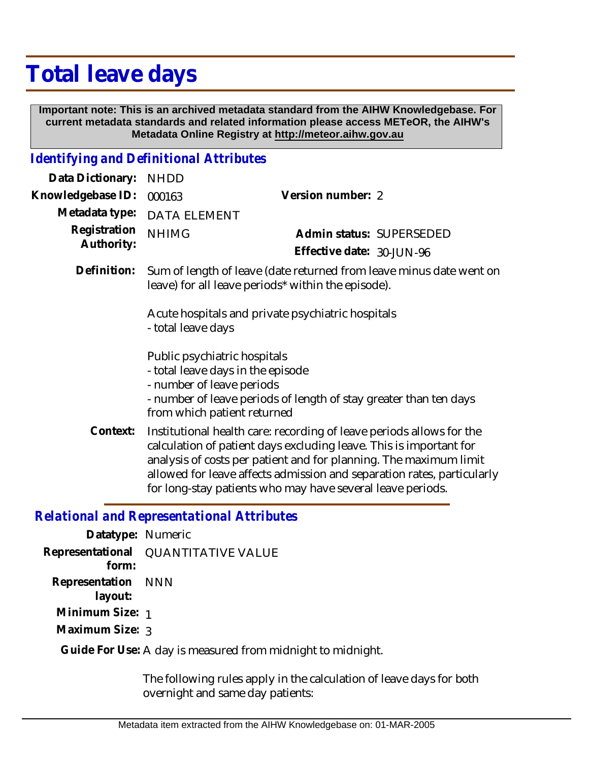# Total leave days

**Important note: This is an archived metadata standard from the AIHW Knowledgebase. For current metadata standards and related information please access METeOR, the AIHW's Metadata Online Registry at http://meteor.aihw.gov.au**

## *Identifying and Definitional Attributes*

**Data Dictionary:** NHDD

**Knowledgebase ID:** 000163

**Version number:** 2

**Metadata type:** DATA ELEMENT

**Registration Authority:** NHIMG

**Admin status:** SUPERSEDED

**Effective date:** 30-JUN-96

**Definition:** Sum of length of leave (date returned from leave minus date went on leave) for all leave periods* within the episode).

Acute hospitals and private psychiatric hospitals
- total leave days

Public psychiatric hospitals
- total leave days in the episode
- number of leave periods
- number of leave periods of length of stay greater than ten days from which patient returned

**Context:** Institutional health care: recording of leave periods allows for the calculation of patient days excluding leave. This is important for analysis of costs per patient and for planning. The maximum limit allowed for leave affects admission and separation rates, particularly for long-stay patients who may have several leave periods.

## *Relational and Representational Attributes*

**Datatype:** Numeric

**Representational form:** QUANTITATIVE VALUE

**Representation layout:** NNN

**Minimum Size:** 1

**Maximum Size:** 3

**Guide For Use:** A day is measured from midnight to midnight.

The following rules apply in the calculation of leave days for both overnight and same day patients: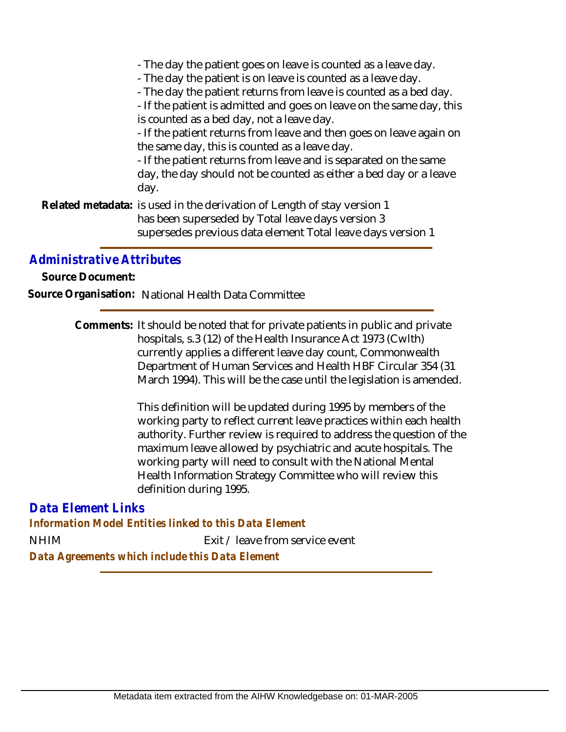- The day the patient goes on leave is counted as a leave day.
- The day the patient is on leave is counted as a leave day.
- The day the patient returns from leave is counted as a bed day.
- If the patient is admitted and goes on leave on the same day, this is counted as a bed day, not a leave day.
- If the patient returns from leave and then goes on leave again on the same day, this is counted as a leave day.
- If the patient returns from leave and is separated on the same day, the day should not be counted as either a bed day or a leave day.

**Related metadata:** is used in the derivation of Length of stay version 1
has been superseded by Total leave days version 3
supersedes previous data element Total leave days version 1

## Administrative Attributes

**Source Document:**

**Source Organisation:** National Health Data Committee

**Comments:** It should be noted that for private patients in public and private hospitals, s.3 (12) of the Health Insurance Act 1973 (Cwlth) currently applies a different leave day count, Commonwealth Department of Human Services and Health HBF Circular 354 (31 March 1994). This will be the case until the legislation is amended.

This definition will be updated during 1995 by members of the working party to reflect current leave practices within each health authority. Further review is required to address the question of the maximum leave allowed by psychiatric and acute hospitals. The working party will need to consult with the National Mental Health Information Strategy Committee who will review this definition during 1995.

## Data Element Links

### Information Model Entities linked to this Data Element

NHIM — Exit / leave from service event

### Data Agreements which include this Data Element